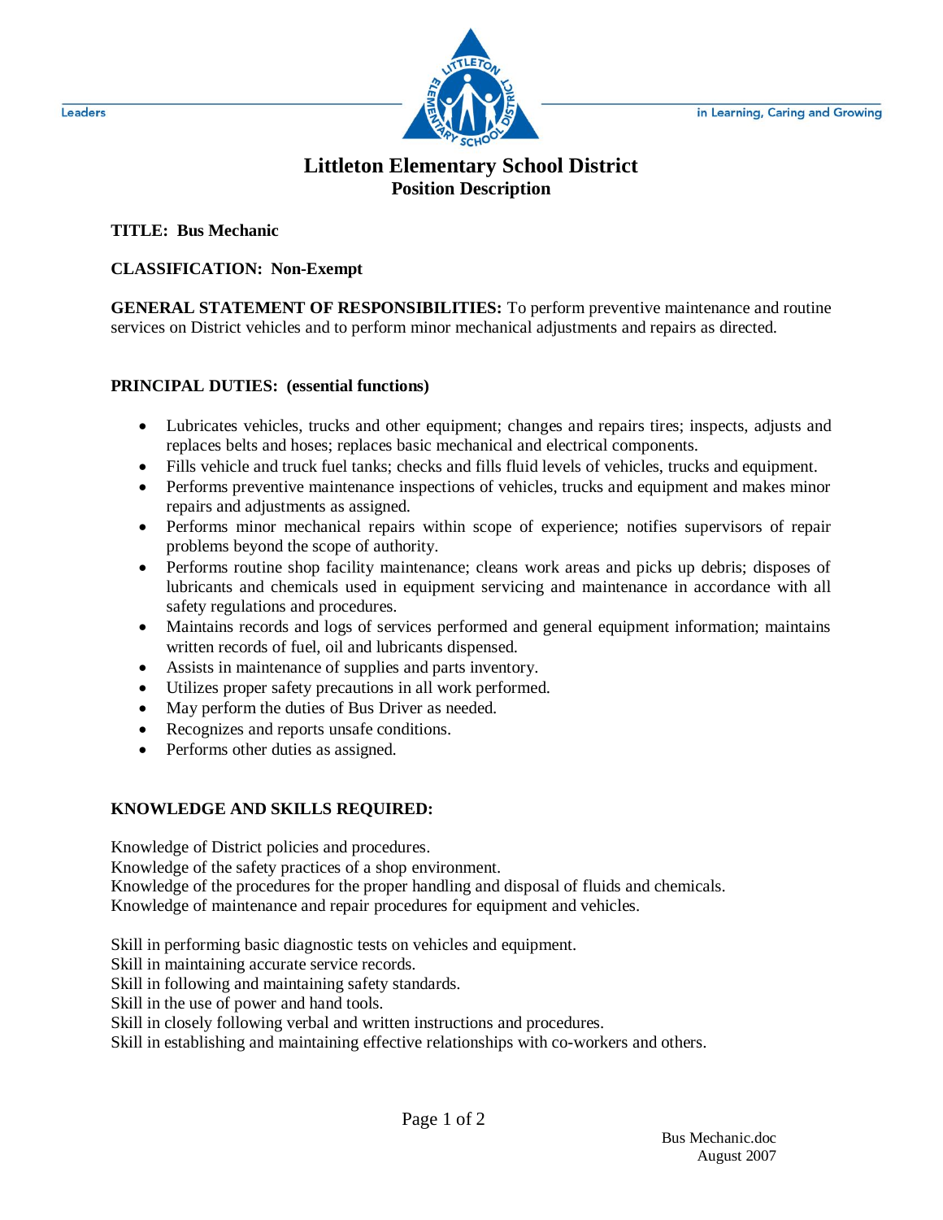Leaders in Learning, Caring and Growing

# Littleton Elementary School District

## Position Description

**TITLE: Bus Mechanic**

**CLASSIFICATION: Non-Exempt**

**GENERAL STATEMENT OF RESPONSIBILITIES:** To perform preventive maintenance and routine services on District vehicles and to perform minor mechanical adjustments and repairs as directed.

**PRINCIPAL DUTIES: (essential functions)**

- Lubricates vehicles, trucks and other equipment; changes and repairs tires; inspects, adjusts and replaces belts and hoses; replaces basic mechanical and electrical components.
- Fills vehicle and truck fuel tanks; checks and fills fluid levels of vehicles, trucks and equipment.
- Performs preventive maintenance inspections of vehicles, trucks and equipment and makes minor repairs and adjustments as assigned.
- Performs minor mechanical repairs within scope of experience; notifies supervisors of repair problems beyond the scope of authority.
- Performs routine shop facility maintenance; cleans work areas and picks up debris; disposes of lubricants and chemicals used in equipment servicing and maintenance in accordance with all safety regulations and procedures.
- Maintains records and logs of services performed and general equipment information; maintains written records of fuel, oil and lubricants dispensed.
- Assists in maintenance of supplies and parts inventory.
- Utilizes proper safety precautions in all work performed.
- May perform the duties of Bus Driver as needed.
- Recognizes and reports unsafe conditions.
- Performs other duties as assigned.

**KNOWLEDGE AND SKILLS REQUIRED:**

Knowledge of District policies and procedures.
Knowledge of the safety practices of a shop environment.
Knowledge of the procedures for the proper handling and disposal of fluids and chemicals.
Knowledge of maintenance and repair procedures for equipment and vehicles.

Skill in performing basic diagnostic tests on vehicles and equipment.
Skill in maintaining accurate service records.
Skill in following and maintaining safety standards.
Skill in the use of power and hand tools.
Skill in closely following verbal and written instructions and procedures.
Skill in establishing and maintaining effective relationships with co-workers and others.

Bus Mechanic.doc
August 2007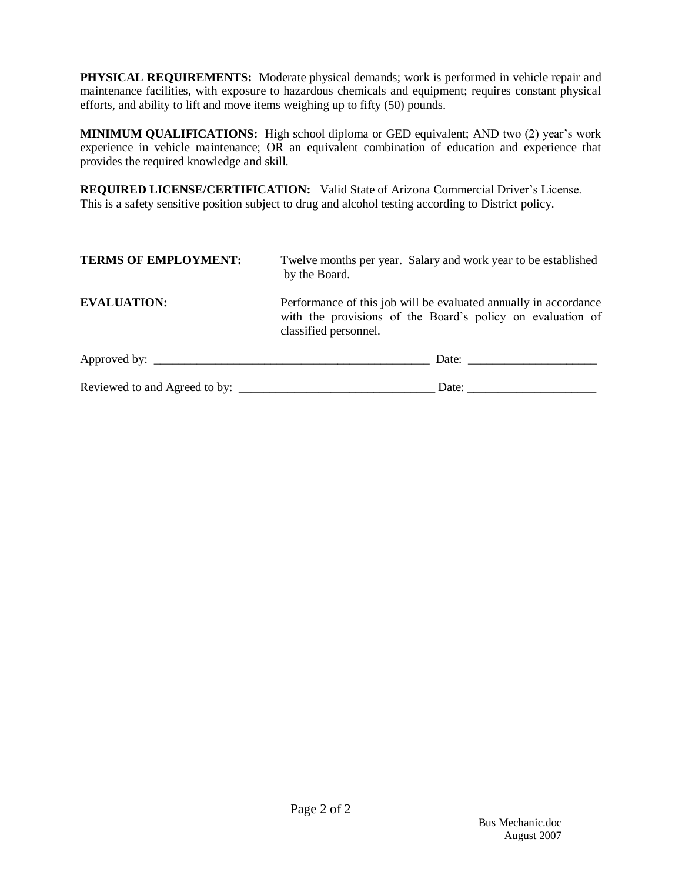**PHYSICAL REQUIREMENTS:** Moderate physical demands; work is performed in vehicle repair and maintenance facilities, with exposure to hazardous chemicals and equipment; requires constant physical efforts, and ability to lift and move items weighing up to fifty (50) pounds.

**MINIMUM QUALIFICATIONS:** High school diploma or GED equivalent; AND two (2) year's work experience in vehicle maintenance; OR an equivalent combination of education and experience that provides the required knowledge and skill.

**REQUIRED LICENSE/CERTIFICATION:** Valid State of Arizona Commercial Driver's License. This is a safety sensitive position subject to drug and alcohol testing according to District policy.

**TERMS OF EMPLOYMENT:** Twelve months per year. Salary and work year to be established by the Board.

**EVALUATION:** Performance of this job will be evaluated annually in accordance with the provisions of the Board's policy on evaluation of classified personnel.

Approved by: _______________________________________________ Date: _____________________

Reviewed to and Agreed to by: ________________________________ Date: _____________________

Bus Mechanic.doc
August 2007